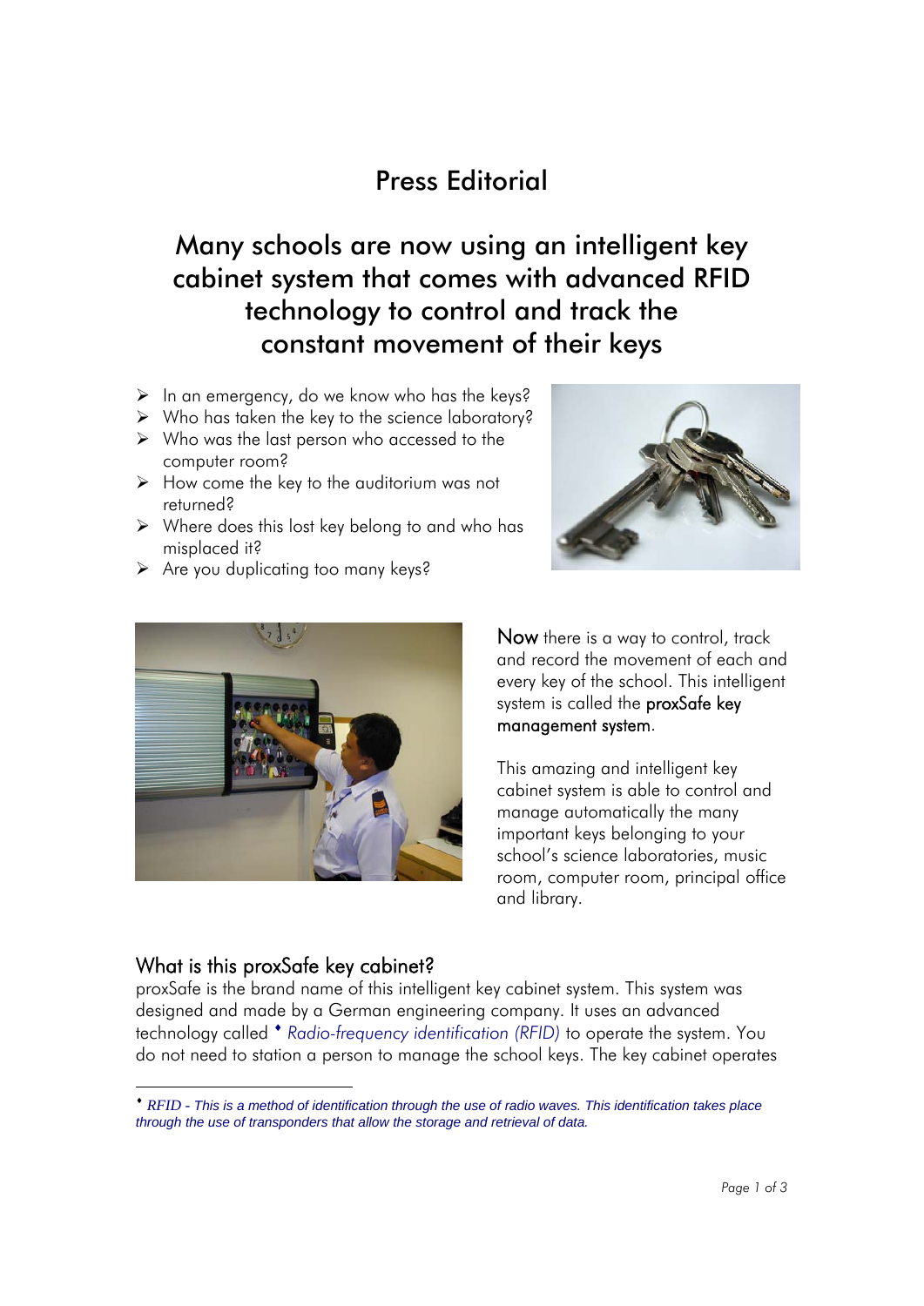# Press Editorial

## Many schools are now using an intelligent key cabinet system that comes with advanced RFID technology to control and track the constant movement of their keys

- In an emergency, do we know who has the keys?
- Who has taken the key to the science laboratory?
- Who was the last person who accessed to the computer room?
- How come the key to the auditorium was not returned?
- Where does this lost key belong to and who has misplaced it?
- Are you duplicating too many keys?

**Now** there is a way to control, track and record the movement of each and every key of the school. This intelligent system is called the **proxSafe key management system**.

This amazing and intelligent key cabinet system is able to control and manage automatically the many important keys belonging to your school's science laboratories, music room, computer room, principal office and library.

### What is this proxSafe key cabinet?

proxSafe is the brand name of this intelligent key cabinet system. This system was designed and made by a German engineering company. It uses an advanced technology called ♦ *Radio-frequency identification (RFID)* to operate the system. You do not need to station a person to manage the school keys. The key cabinet operates

---

♦ *RFID - This is a method of identification through the use of radio waves. This identification takes place through the use of transponders that allow the storage and retrieval of data.*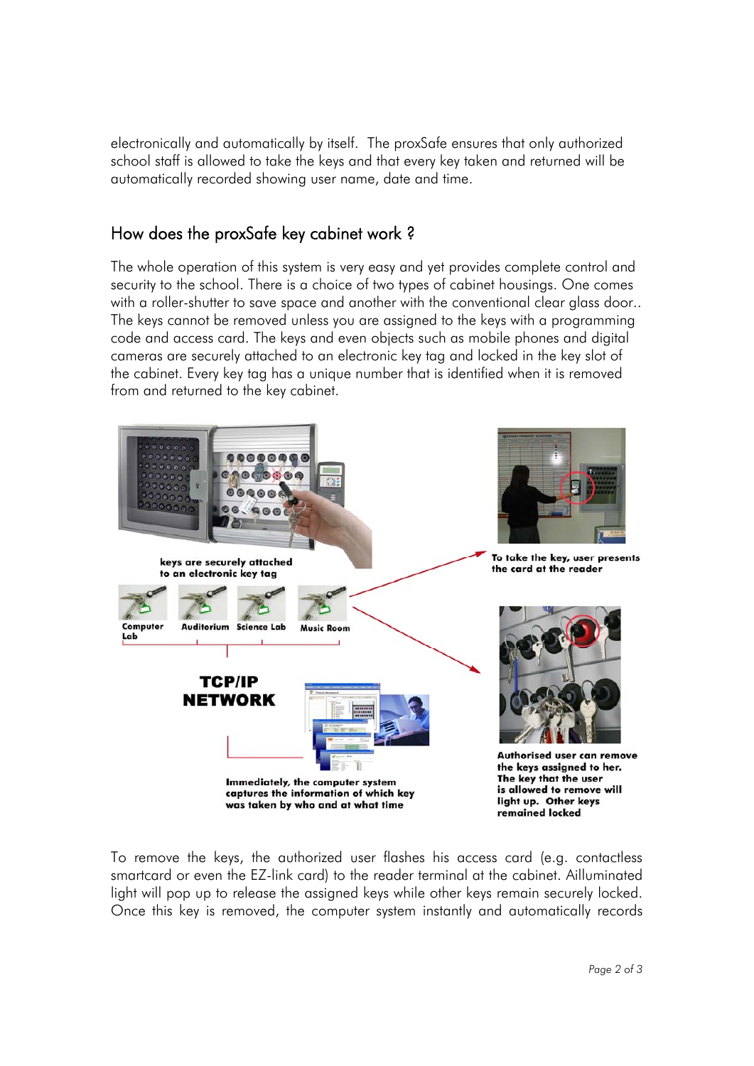electronically and automatically by itself. The proxSafe ensures that only authorized school staff is allowed to take the keys and that every key taken and returned will be automatically recorded showing user name, date and time.

## How does the proxSafe key cabinet work ?

The whole operation of this system is very easy and yet provides complete control and security to the school. There is a choice of two types of cabinet housings. One comes with a roller-shutter to save space and another with the conventional clear glass door.. The keys cannot be removed unless you are assigned to the keys with a programming code and access card. The keys and even objects such as mobile phones and digital cameras are securely attached to an electronic key tag and locked in the key slot of the cabinet. Every key tag has a unique number that is identified when it is removed from and returned to the key cabinet.

**keys are securely attached to an electronic key tag**

**Computer Lab** | **Auditorium** | **Science Lab** | **Music Room**

**TCP/IP NETWORK**

**Immediately, the computer system captures the information of which key was taken by who and at what time**

**To take the key, user presents the card at the reader**

**Authorised user can remove the keys assigned to her. The key that the user is allowed to remove will light up. Other keys remained locked**

To remove the keys, the authorized user flashes his access card (e.g. contactless smartcard or even the EZ-link card) to the reader terminal at the cabinet. Ailluminated light will pop up to release the assigned keys while other keys remain securely locked. Once this key is removed, the computer system instantly and automatically records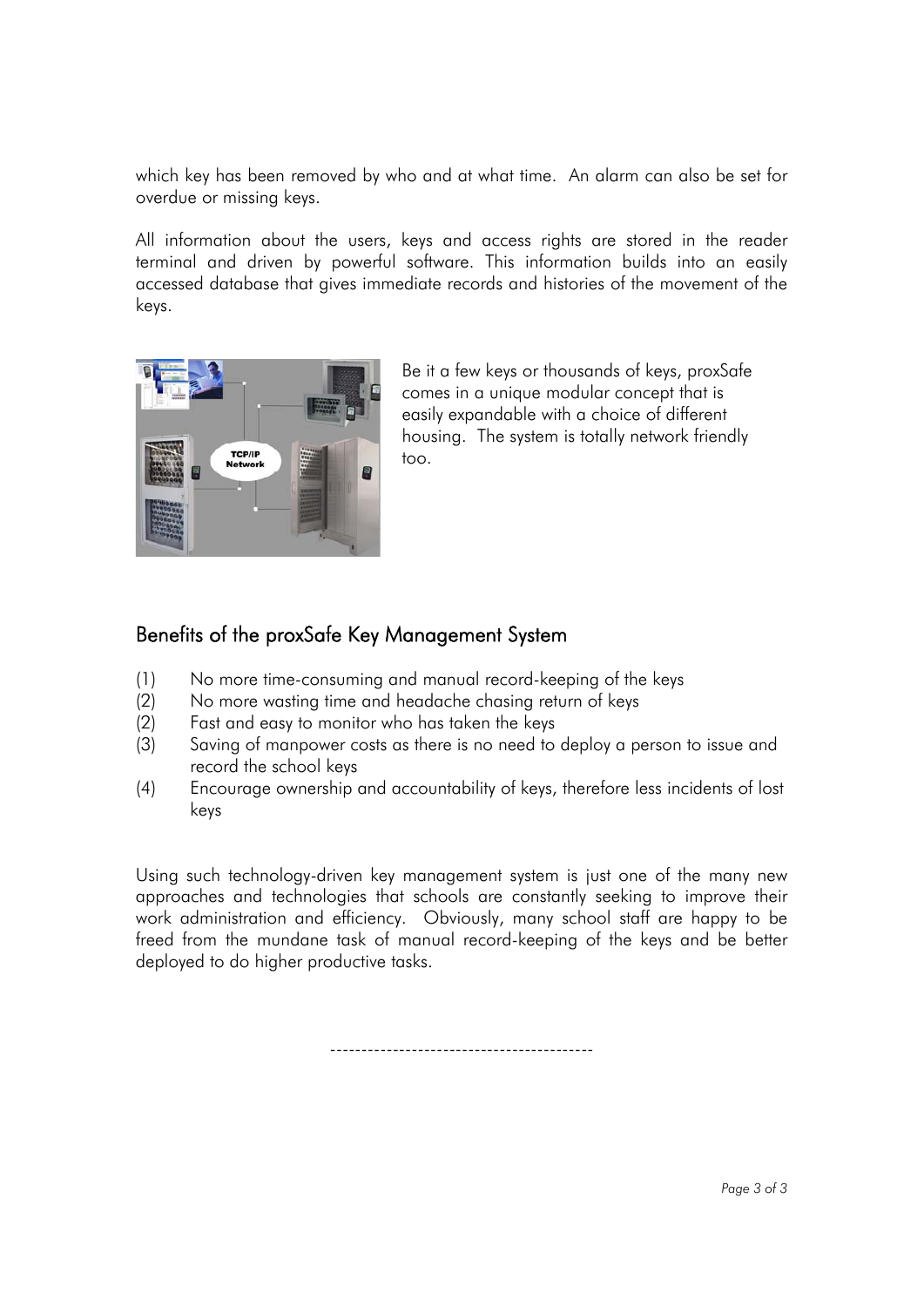which key has been removed by who and at what time. An alarm can also be set for overdue or missing keys.

All information about the users, keys and access rights are stored in the reader terminal and driven by powerful software. This information builds into an easily accessed database that gives immediate records and histories of the movement of the keys.

Be it a few keys or thousands of keys, proxSafe comes in a unique modular concept that is easily expandable with a choice of different housing. The system is totally network friendly too.

## Benefits of the proxSafe Key Management System

(1) No more time-consuming and manual record-keeping of the keys
(2) No more wasting time and headache chasing return of keys
(2) Fast and easy to monitor who has taken the keys
(3) Saving of manpower costs as there is no need to deploy a person to issue and record the school keys
(4) Encourage ownership and accountability of keys, therefore less incidents of lost keys

Using such technology-driven key management system is just one of the many new approaches and technologies that schools are constantly seeking to improve their work administration and efficiency. Obviously, many school staff are happy to be freed from the mundane task of manual record-keeping of the keys and be better deployed to do higher productive tasks.

-----------------------------------------